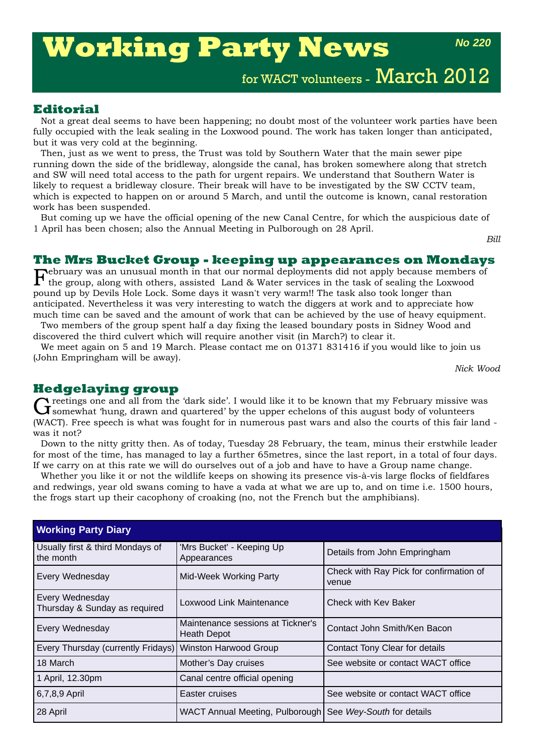# Working Party News

No 220

for WACT volunteers - March 2012

## Editorial

Not a great deal seems to have been happening; no doubt most of the volunteer work parties have been fully occupied with the leak sealing in the Loxwood pound. The work has taken longer than anticipated, but it was very cold at the beginning.

Then, just as we went to press, the Trust was told by Southern Water that the main sewer pipe running down the side of the bridleway, alongside the canal, has broken somewhere along that stretch and SW will need total access to the path for urgent repairs. We understand that Southern Water is likely to request a bridleway closure. Their break will have to be investigated by the SW CCTV team, which is expected to happen on or around 5 March, and until the outcome is known, canal restoration work has been suspended.

But coming up we have the official opening of the new Canal Centre, for which the auspicious date of 1 April has been chosen; also the Annual Meeting in Pulborough on 28 April.

*Bill*

## The Mrs Bucket Group - keeping up appearances on Mondays

February was an unusual month in that our normal deployments did not apply because members of the group, along with others, assisted Land & Water services in the task of sealing the Loxwood pound up by Devils Hole Lock. Some days it wasn't very warm!! The task also took longer than anticipated. Nevertheless it was very interesting to watch the diggers at work and to appreciate how much time can be saved and the amount of work that can be achieved by the use of heavy equipment.

Two members of the group spent half a day fixing the leased boundary posts in Sidney Wood and discovered the third culvert which will require another visit (in March?) to clear it.

We meet again on 5 and 19 March. Please contact me on 01371 831416 if you would like to join us (John Empringham will be away).

*Nick Wood*

## Hedgelaying group

Greetings one and all from the 'dark side'. I would like it to be known that my February missive was somewhat 'hung, drawn and quartered' by the upper echelons of this august body of volunteers (WACT). Free speech is what was fought for in numerous past wars and also the courts of this fair land - was it not?

Down to the nitty gritty then. As of today, Tuesday 28 February, the team, minus their erstwhile leader for most of the time, has managed to lay a further 65metres, since the last report, in a total of four days. If we carry on at this rate we will do ourselves out of a job and have to have a Group name change.

Whether you like it or not the wildlife keeps on showing its presence vis-à-vis large flocks of fieldfares and redwings, year old swans coming to have a vada at what we are up to, and on time i.e. 1500 hours, the frogs start up their cacophony of croaking (no, not the French but the amphibians).

| Working Party Diary | | |
|---|---|---|
| Usually first & third Mondays of the month | 'Mrs Bucket' - Keeping Up Appearances | Details from John Empringham |
| Every Wednesday | Mid-Week Working Party | Check with Ray Pick for confirmation of venue |
| Every Wednesday<br>Thursday & Sunday as required | Loxwood Link Maintenance | Check with Kev Baker |
| Every Wednesday | Maintenance sessions at Tickner's Heath Depot | Contact John Smith/Ken Bacon |
| Every Thursday (currently Fridays) | Winston Harwood Group | Contact Tony Clear for details |
| 18 March | Mother's Day cruises | See website or contact WACT office |
| 1 April, 12.30pm | Canal centre official opening | |
| 6,7,8,9 April | Easter cruises | See website or contact WACT office |
| 28 April | WACT Annual Meeting, Pulborough | See *Wey-South* for details |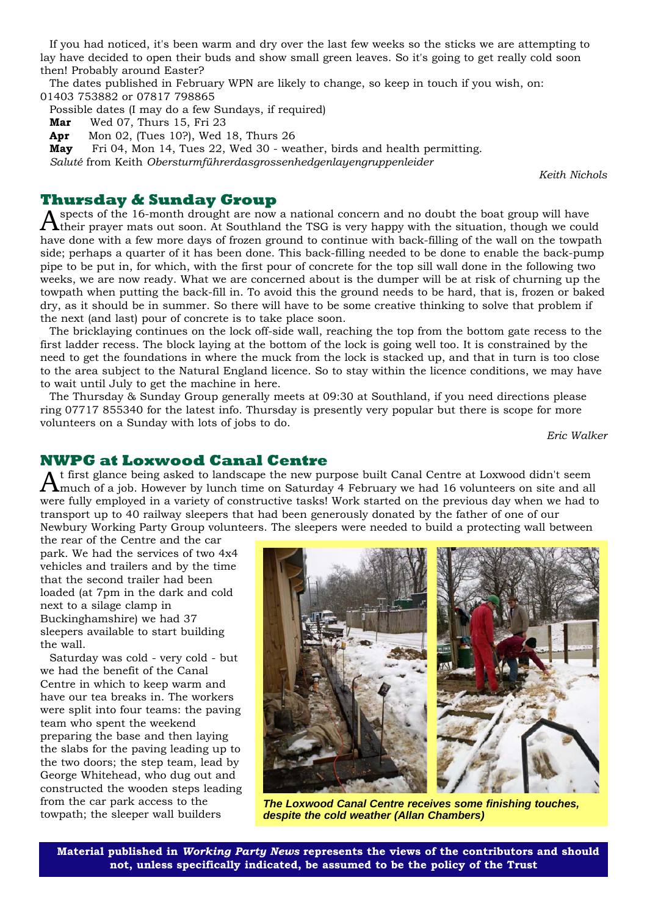If you had noticed, it's been warm and dry over the last few weeks so the sticks we are attempting to lay have decided to open their buds and show small green leaves. So it's going to get really cold soon then! Probably around Easter?

The dates published in February WPN are likely to change, so keep in touch if you wish, on: 01403 753882 or 07817 798865

Possible dates (I may do a few Sundays, if required)

**Mar** Wed 07, Thurs 15, Fri 23

**Apr** Mon 02, (Tues 10?), Wed 18, Thurs 26

**May** Fri 04, Mon 14, Tues 22, Wed 30 - weather, birds and health permitting.

*Saluté* from Keith *Obersturmführerdasgrossenhedgenlayengruppenleider*

*Keith Nichols*

## Thursday & Sunday Group

Aspects of the 16-month drought are now a national concern and no doubt the boat group will have their prayer mats out soon. At Southland the TSG is very happy with the situation, though we could have done with a few more days of frozen ground to continue with back-filling of the wall on the towpath side; perhaps a quarter of it has been done. This back-filling needed to be done to enable the back-pump pipe to be put in, for which, with the first pour of concrete for the top sill wall done in the following two weeks, we are now ready. What we are concerned about is the dumper will be at risk of churning up the towpath when putting the back-fill in. To avoid this the ground needs to be hard, that is, frozen or baked dry, as it should be in summer. So there will have to be some creative thinking to solve that problem if the next (and last) pour of concrete is to take place soon.

The bricklaying continues on the lock off-side wall, reaching the top from the bottom gate recess to the first ladder recess. The block laying at the bottom of the lock is going well too. It is constrained by the need to get the foundations in where the muck from the lock is stacked up, and that in turn is too close to the area subject to the Natural England licence. So to stay within the licence conditions, we may have to wait until July to get the machine in here.

The Thursday & Sunday Group generally meets at 09:30 at Southland, if you need directions please ring 07717 855340 for the latest info. Thursday is presently very popular but there is scope for more volunteers on a Sunday with lots of jobs to do.

*Eric Walker*

## NWPG at Loxwood Canal Centre

At first glance being asked to landscape the new purpose built Canal Centre at Loxwood didn't seem much of a job. However by lunch time on Saturday 4 February we had 16 volunteers on site and all were fully employed in a variety of constructive tasks! Work started on the previous day when we had to transport up to 40 railway sleepers that had been generously donated by the father of one of our Newbury Working Party Group volunteers. The sleepers were needed to build a protecting wall between the rear of the Centre and the car park. We had the services of two 4x4 vehicles and trailers and by the time that the second trailer had been loaded (at 7pm in the dark and cold next to a silage clamp in Buckinghamshire) we had 37 sleepers available to start building the wall.

Saturday was cold - very cold - but we had the benefit of the Canal Centre in which to keep warm and have our tea breaks in. The workers were split into four teams: the paving team who spent the weekend preparing the base and then laying the slabs for the paving leading up to the two doors; the step team, lead by George Whitehead, who dug out and constructed the wooden steps leading from the car park access to the towpath; the sleeper wall builders

***The Loxwood Canal Centre receives some finishing touches, despite the cold weather (Allan Chambers)***

**Material published in *Working Party News* represents the views of the contributors and should not, unless specifically indicated, be assumed to be the policy of the Trust**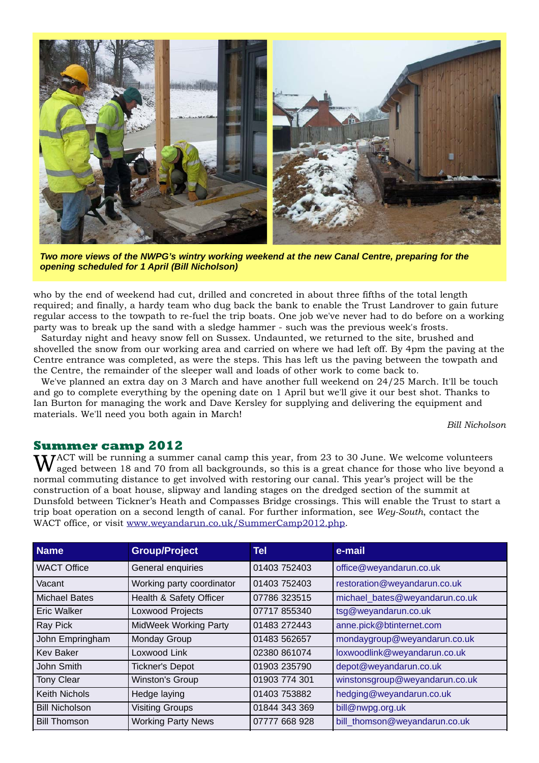*Two more views of the NWPG's wintry working weekend at the new Canal Centre, preparing for the opening scheduled for 1 April (Bill Nicholson)*

who by the end of weekend had cut, drilled and concreted in about three fifths of the total length required; and finally, a hardy team who dug back the bank to enable the Trust Landrover to gain future regular access to the towpath to re-fuel the trip boats. One job we've never had to do before on a working party was to break up the sand with a sledge hammer - such was the previous week's frosts.

Saturday night and heavy snow fell on Sussex. Undaunted, we returned to the site, brushed and shovelled the snow from our working area and carried on where we had left off. By 4pm the paving at the Centre entrance was completed, as were the steps. This has left us the paving between the towpath and the Centre, the remainder of the sleeper wall and loads of other work to come back to.

We've planned an extra day on 3 March and have another full weekend on 24/25 March. It'll be touch and go to complete everything by the opening date on 1 April but we'll give it our best shot. Thanks to Ian Burton for managing the work and Dave Kersley for supplying and delivering the equipment and materials. We'll need you both again in March!

*Bill Nicholson*

## Summer camp 2012

WACT will be running a summer canal camp this year, from 23 to 30 June. We welcome volunteers aged between 18 and 70 from all backgrounds, so this is a great chance for those who live beyond a normal commuting distance to get involved with restoring our canal. This year's project will be the construction of a boat house, slipway and landing stages on the dredged section of the summit at Dunsfold between Tickner's Heath and Compasses Bridge crossings. This will enable the Trust to start a trip boat operation on a second length of canal. For further information, see *Wey-South*, contact the WACT office, or visit www.weyandarun.co.uk/SummerCamp2012.php.

| Name | Group/Project | Tel | e-mail |
|---|---|---|---|
| WACT Office | General enquiries | 01403 752403 | office@weyandarun.co.uk |
| Vacant | Working party coordinator | 01403 752403 | restoration@weyandarun.co.uk |
| Michael Bates | Health & Safety Officer | 07786 323515 | michael_bates@weyandarun.co.uk |
| Eric Walker | Loxwood Projects | 07717 855340 | tsg@weyandarun.co.uk |
| Ray Pick | MidWeek Working Party | 01483 272443 | anne.pick@btinternet.com |
| John Empringham | Monday Group | 01483 562657 | mondaygroup@weyandarun.co.uk |
| Kev Baker | Loxwood Link | 02380 861074 | loxwoodlink@weyandarun.co.uk |
| John Smith | Tickner's Depot | 01903 235790 | depot@weyandarun.co.uk |
| Tony Clear | Winston's Group | 01903 774 301 | winstonsgroup@weyandarun.co.uk |
| Keith Nichols | Hedge laying | 01403 753882 | hedging@weyandarun.co.uk |
| Bill Nicholson | Visiting Groups | 01844 343 369 | bill@nwpg.org.uk |
| Bill Thomson | Working Party News | 07777 668 928 | bill_thomson@weyandarun.co.uk |